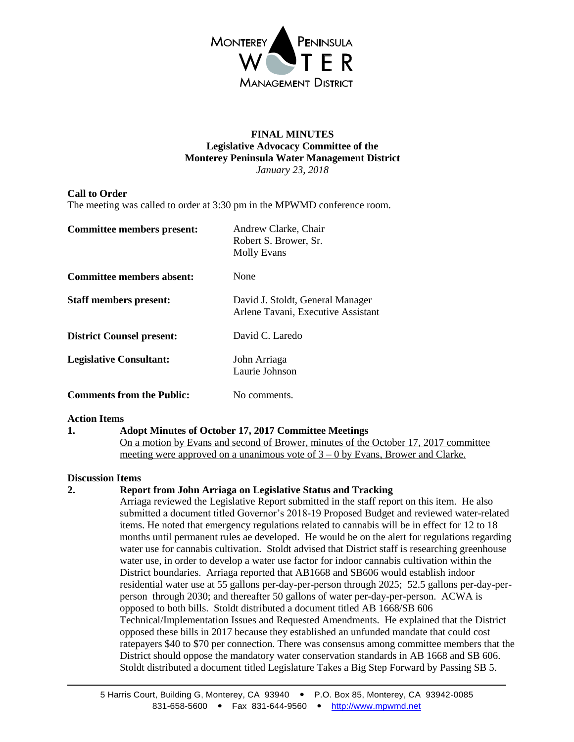MONTEREY PENINSULA WATER MANAGEMENT DISTRICT

# FINAL MINUTES
## Legislative Advocacy Committee of the Monterey Peninsula Water Management District
*January 23, 2018*

**Call to Order**
The meeting was called to order at 3:30 pm in the MPWMD conference room.

| | |
|---|---|
| **Committee members present:** | Andrew Clarke, Chair<br>Robert S. Brower, Sr.<br>Molly Evans |
| **Committee members absent:** | None |
| **Staff members present:** | David J. Stoldt, General Manager<br>Arlene Tavani, Executive Assistant |
| **District Counsel present:** | David C. Laredo |
| **Legislative Consultant:** | John Arriaga<br>Laurie Johnson |
| **Comments from the Public:** | No comments. |

**Action Items**

**1. Adopt Minutes of October 17, 2017 Committee Meetings**
On a motion by Evans and second of Brower, minutes of the October 17, 2017 committee meeting were approved on a unanimous vote of 3 – 0 by Evans, Brower and Clarke.

**Discussion Items**

**2. Report from John Arriaga on Legislative Status and Tracking**
Arriaga reviewed the Legislative Report submitted in the staff report on this item. He also submitted a document titled Governor's 2018-19 Proposed Budget and reviewed water-related items. He noted that emergency regulations related to cannabis will be in effect for 12 to 18 months until permanent rules ae developed. He would be on the alert for regulations regarding water use for cannabis cultivation. Stoldt advised that District staff is researching greenhouse water use, in order to develop a water use factor for indoor cannabis cultivation within the District boundaries. Arriaga reported that AB1668 and SB606 would establish indoor residential water use at 55 gallons per-day-per-person through 2025; 52.5 gallons per-day-per-person through 2030; and thereafter 50 gallons of water per-day-per-person. ACWA is opposed to both bills. Stoldt distributed a document titled AB 1668/SB 606 Technical/Implementation Issues and Requested Amendments. He explained that the District opposed these bills in 2017 because they established an unfunded mandate that could cost ratepayers $40 to $70 per connection. There was consensus among committee members that the District should oppose the mandatory water conservation standards in AB 1668 and SB 606. Stoldt distributed a document titled Legislature Takes a Big Step Forward by Passing SB 5.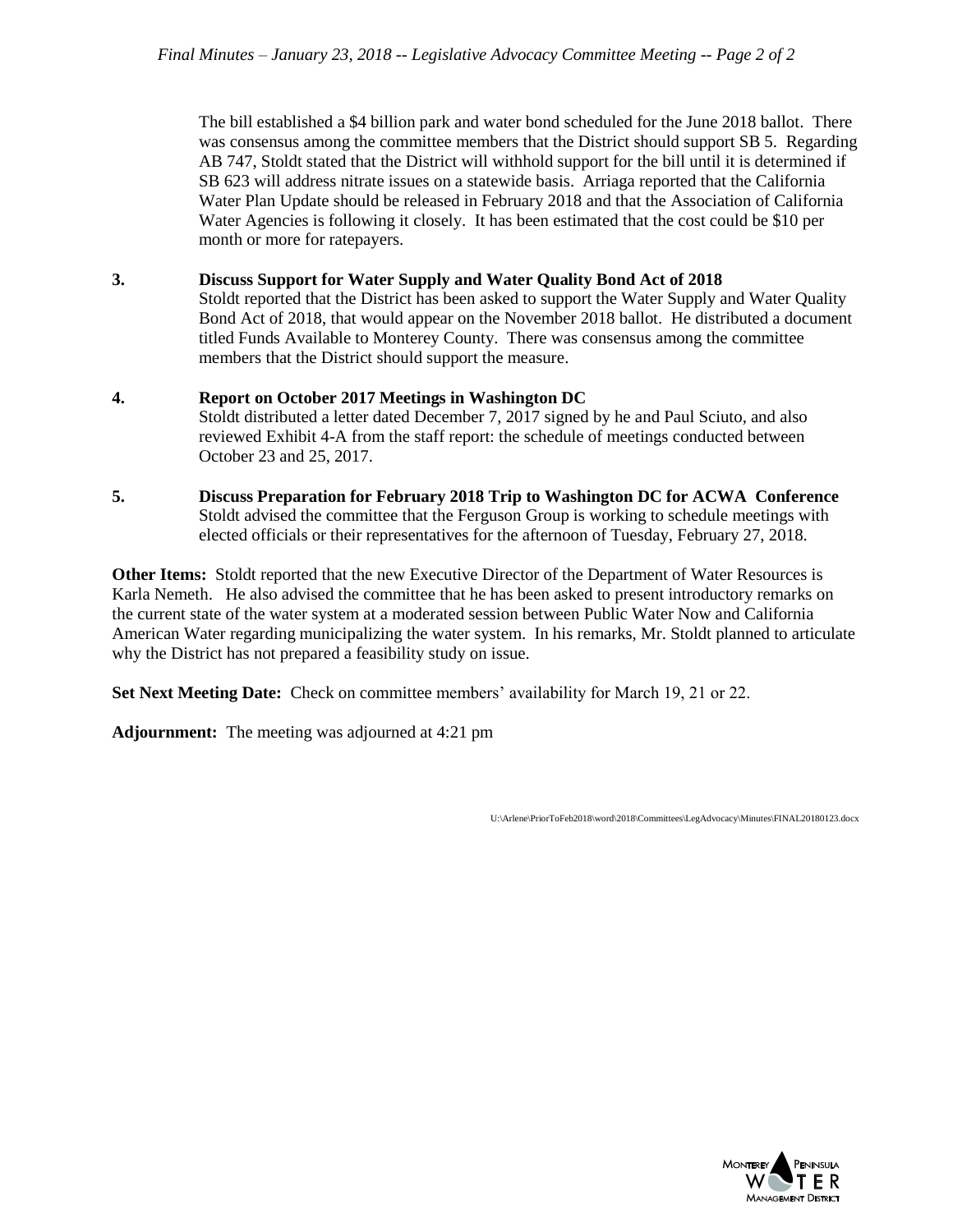The bill established a $4 billion park and water bond scheduled for the June 2018 ballot. There was consensus among the committee members that the District should support SB 5. Regarding AB 747, Stoldt stated that the District will withhold support for the bill until it is determined if SB 623 will address nitrate issues on a statewide basis. Arriaga reported that the California Water Plan Update should be released in February 2018 and that the Association of California Water Agencies is following it closely. It has been estimated that the cost could be $10 per month or more for ratepayers.

**3. Discuss Support for Water Supply and Water Quality Bond Act of 2018**

Stoldt reported that the District has been asked to support the Water Supply and Water Quality Bond Act of 2018, that would appear on the November 2018 ballot. He distributed a document titled Funds Available to Monterey County. There was consensus among the committee members that the District should support the measure.

**4. Report on October 2017 Meetings in Washington DC**

Stoldt distributed a letter dated December 7, 2017 signed by he and Paul Sciuto, and also reviewed Exhibit 4-A from the staff report: the schedule of meetings conducted between October 23 and 25, 2017.

**5. Discuss Preparation for February 2018 Trip to Washington DC for ACWA Conference**

Stoldt advised the committee that the Ferguson Group is working to schedule meetings with elected officials or their representatives for the afternoon of Tuesday, February 27, 2018.

**Other Items:** Stoldt reported that the new Executive Director of the Department of Water Resources is Karla Nemeth. He also advised the committee that he has been asked to present introductory remarks on the current state of the water system at a moderated session between Public Water Now and California American Water regarding municipalizing the water system. In his remarks, Mr. Stoldt planned to articulate why the District has not prepared a feasibility study on issue.

**Set Next Meeting Date:** Check on committee members' availability for March 19, 21 or 22.

**Adjournment:** The meeting was adjourned at 4:21 pm

U:\Arlene\PriorToFeb2018\word\2018\Committees\LegAdvocacy\Minutes\FINAL20180123.docx